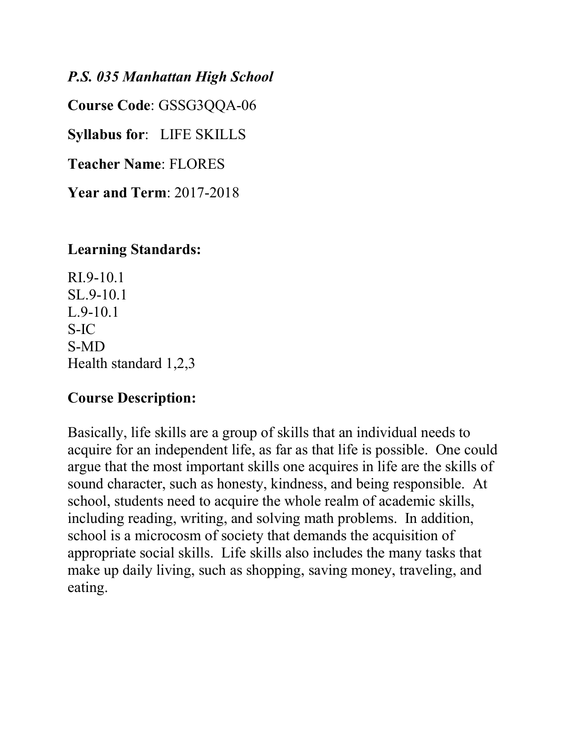***P.S. 035 Manhattan High School***

**Course Code**: GSSG3QQA-06

**Syllabus for**: LIFE SKILLS

**Teacher Name**: FLORES

**Year and Term**: 2017-2018

## Learning Standards:

RI.9-10.1
SL.9-10.1
L.9-10.1
S-IC
S-MD
Health standard 1,2,3

## Course Description:

Basically, life skills are a group of skills that an individual needs to acquire for an independent life, as far as that life is possible. One could argue that the most important skills one acquires in life are the skills of sound character, such as honesty, kindness, and being responsible. At school, students need to acquire the whole realm of academic skills, including reading, writing, and solving math problems. In addition, school is a microcosm of society that demands the acquisition of appropriate social skills. Life skills also includes the many tasks that make up daily living, such as shopping, saving money, traveling, and eating.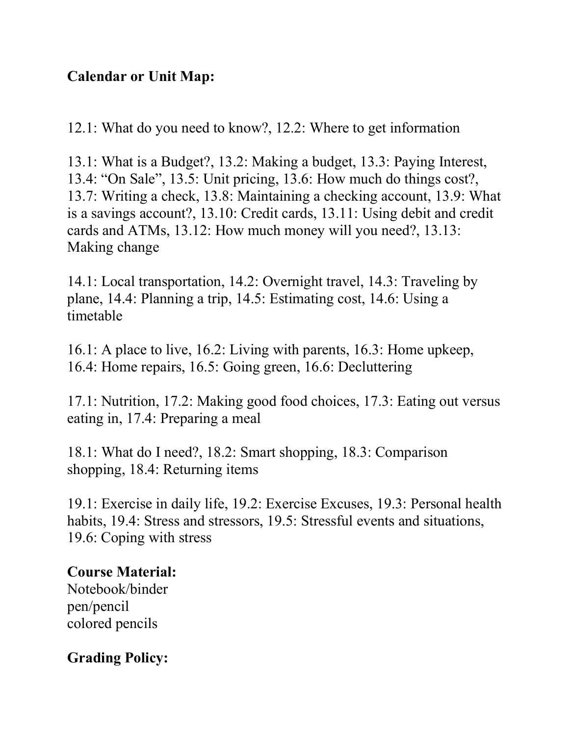**Calendar or Unit Map:**

12.1: What do you need to know?, 12.2: Where to get information

13.1: What is a Budget?, 13.2: Making a budget, 13.3: Paying Interest, 13.4: "On Sale", 13.5: Unit pricing, 13.6: How much do things cost?, 13.7: Writing a check, 13.8: Maintaining a checking account, 13.9: What is a savings account?, 13.10: Credit cards, 13.11: Using debit and credit cards and ATMs, 13.12: How much money will you need?, 13.13: Making change

14.1: Local transportation, 14.2: Overnight travel, 14.3: Traveling by plane, 14.4: Planning a trip, 14.5: Estimating cost, 14.6: Using a timetable

16.1: A place to live, 16.2: Living with parents, 16.3: Home upkeep, 16.4: Home repairs, 16.5: Going green, 16.6: Decluttering

17.1: Nutrition, 17.2: Making good food choices, 17.3: Eating out versus eating in, 17.4: Preparing a meal

18.1: What do I need?, 18.2: Smart shopping, 18.3: Comparison shopping, 18.4: Returning items

19.1: Exercise in daily life, 19.2: Exercise Excuses, 19.3: Personal health habits, 19.4: Stress and stressors, 19.5: Stressful events and situations, 19.6: Coping with stress

**Course Material:**
Notebook/binder
pen/pencil
colored pencils

**Grading Policy:**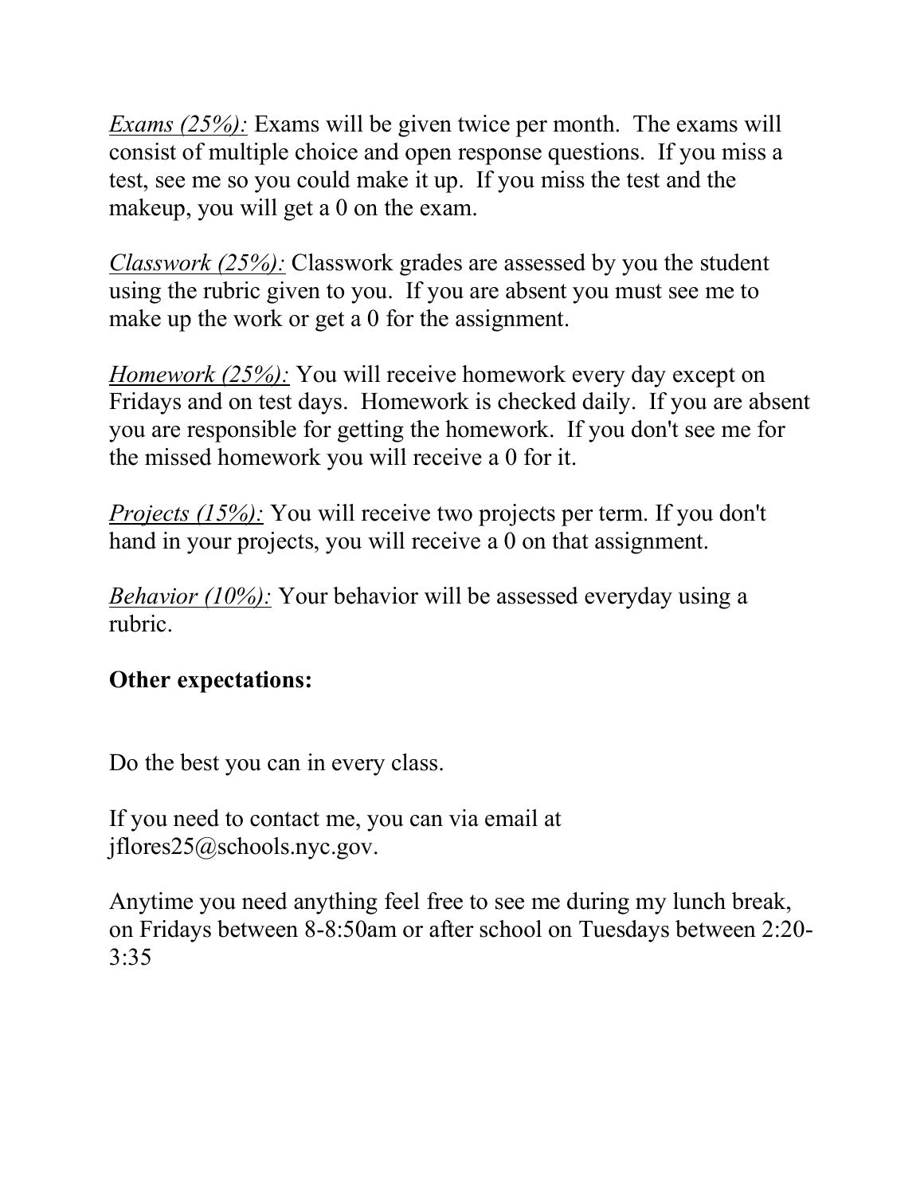*Exams (25%):* Exams will be given twice per month. The exams will consist of multiple choice and open response questions. If you miss a test, see me so you could make it up. If you miss the test and the makeup, you will get a 0 on the exam.

*Classwork (25%):* Classwork grades are assessed by you the student using the rubric given to you. If you are absent you must see me to make up the work or get a 0 for the assignment.

*Homework (25%):* You will receive homework every day except on Fridays and on test days. Homework is checked daily. If you are absent you are responsible for getting the homework. If you don't see me for the missed homework you will receive a 0 for it.

*Projects (15%):* You will receive two projects per term. If you don't hand in your projects, you will receive a 0 on that assignment.

*Behavior (10%):* Your behavior will be assessed everyday using a rubric.

**Other expectations:**

Do the best you can in every class.

If you need to contact me, you can via email at jflores25@schools.nyc.gov.

Anytime you need anything feel free to see me during my lunch break, on Fridays between 8-8:50am or after school on Tuesdays between 2:20-3:35